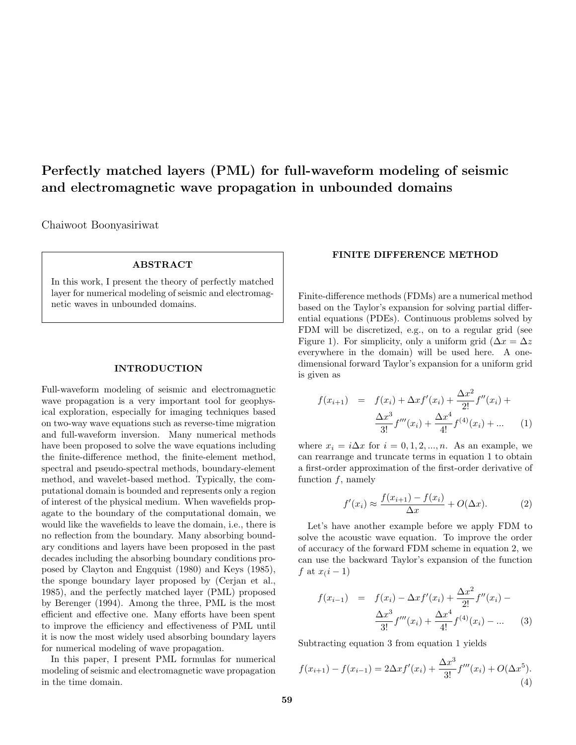# Perfectly matched layers (PML) for full-waveform modeling of seismic and electromagnetic wave propagation in unbounded domains

Chaiwoot Boonyasiriwat

**ABSTRACT**

In this work, I present the theory of perfectly matched layer for numerical modeling of seismic and electromagnetic waves in unbounded domains.

## INTRODUCTION

Full-waveform modeling of seismic and electromagnetic wave propagation is a very important tool for geophysical exploration, especially for imaging techniques based on two-way wave equations such as reverse-time migration and full-waveform inversion. Many numerical methods have been proposed to solve the wave equations including the finite-difference method, the finite-element method, spectral and pseudo-spectral methods, boundary-element method, and wavelet-based method. Typically, the computational domain is bounded and represents only a region of interest of the physical medium. When wavefields propagate to the boundary of the computational domain, we would like the wavefields to leave the domain, i.e., there is no reflection from the boundary. Many absorbing boundary conditions and layers have been proposed in the past decades including the absorbing boundary conditions proposed by Clayton and Engquist (1980) and Keys (1985), the sponge boundary layer proposed by (Cerjan et al., 1985), and the perfectly matched layer (PML) proposed by Berenger (1994). Among the three, PML is the most efficient and effective one. Many efforts have been spent to improve the efficiency and effectiveness of PML until it is now the most widely used absorbing boundary layers for numerical modeling of wave propagation.

In this paper, I present PML formulas for numerical modeling of seismic and electromagnetic wave propagation in the time domain.

## FINITE DIFFERENCE METHOD

Finite-difference methods (FDMs) are a numerical method based on the Taylor's expansion for solving partial differential equations (PDEs). Continuous problems solved by FDM will be discretized, e.g., on to a regular grid (see Figure 1). For simplicity, only a uniform grid ($\Delta x = \Delta z$ everywhere in the domain) will be used here. A one-dimensional forward Taylor's expansion for a uniform grid is given as

$$f(x_{i+1}) = f(x_i) + \Delta x f'(x_i) + \frac{\Delta x^2}{2!} f''(x_i) + \frac{\Delta x^3}{3!} f'''(x_i) + \frac{\Delta x^4}{4!} f^{(4)}(x_i) + ... \qquad (1)$$

where $x_i = i\Delta x$ for $i = 0, 1, 2, ..., n$. As an example, we can rearrange and truncate terms in equation 1 to obtain a first-order approximation of the first-order derivative of function $f$, namely

$$f'(x_i) \approx \frac{f(x_{i+1}) - f(x_i)}{\Delta x} + O(\Delta x). \qquad (2)$$

Let's have another example before we apply FDM to solve the acoustic wave equation. To improve the order of accuracy of the forward FDM scheme in equation 2, we can use the backward Taylor's expansion of the function $f$ at $x_(i-1)$

$$f(x_{i-1}) = f(x_i) - \Delta x f'(x_i) + \frac{\Delta x^2}{2!} f''(x_i) - \frac{\Delta x^3}{3!} f'''(x_i) + \frac{\Delta x^4}{4!} f^{(4)}(x_i) - ... \qquad (3)$$

Subtracting equation 3 from equation 1 yields

$$f(x_{i+1}) - f(x_{i-1}) = 2\Delta x f'(x_i) + \frac{\Delta x^3}{3!} f'''(x_i) + O(\Delta x^5). \qquad (4)$$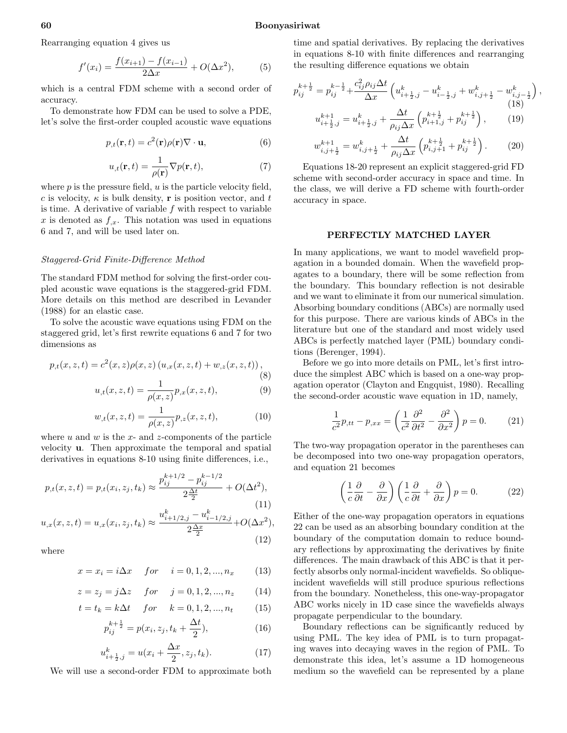Rearranging equation 4 gives us

$$f'(x_i) = \frac{f(x_{i+1}) - f(x_{i-1})}{2\Delta x} + O(\Delta x^2), \tag{5}$$

which is a central FDM scheme with a second order of accuracy.

To demonstrate how FDM can be used to solve a PDE, let's solve the first-order coupled acoustic wave equations

$$p_{,t}(\mathbf{r}, t) = c^2(\mathbf{r})\rho(\mathbf{r})\nabla \cdot \mathbf{u}, \tag{6}$$

$$u_{,t}(\mathbf{r}, t) = \frac{1}{\rho(\mathbf{r})}\nabla p(\mathbf{r}, t), \tag{7}$$

where $p$ is the pressure field, $u$ is the particle velocity field, $c$ is velocity, $\kappa$ is bulk density, $\mathbf{r}$ is position vector, and $t$ is time. A derivative of variable $f$ with respect to variable $x$ is denoted as $f_{,x}$. This notation was used in equations 6 and 7, and will be used later on.

### *Staggered-Grid Finite-Difference Method*

The standard FDM method for solving the first-order coupled acoustic wave equations is the staggered-grid FDM. More details on this method are described in Levander (1988) for an elastic case.

To solve the acoustic wave equations using FDM on the staggered grid, let's first rewrite equations 6 and 7 for two dimensions as

$$p_{,t}(x, z, t) = c^2(x, z)\rho(x, z)\left(u_{,x}(x, z, t) + w_{,z}(x, z, t)\right), \tag{8}$$

$$u_{,t}(x, z, t) = \frac{1}{\rho(x, z)}p_{,x}(x, z, t), \tag{9}$$

$$w_{,t}(x, z, t) = \frac{1}{\rho(x, z)}p_{,z}(x, z, t), \tag{10}$$

where $u$ and $w$ is the $x$- and $z$-components of the particle velocity $\mathbf{u}$. Then approximate the temporal and spatial derivatives in equations 8-10 using finite differences, i.e.,

$$p_{,t}(x, z, t) = p_{,t}(x_i, z_j, t_k) \approx \frac{p_{ij}^{k+1/2} - p_{ij}^{k-1/2}}{2\frac{\Delta t}{2}} + O(\Delta t^2), \tag{11}$$

$$u_{,x}(x, z, t) = u_{,x}(x_i, z_j, t_k) \approx \frac{u_{i+1/2,j}^{k} - u_{i-1/2,j}^{k}}{2\frac{\Delta x}{2}} + O(\Delta x^2), \tag{12}$$

where

$$x = x_i = i\Delta x \quad for \quad i = 0, 1, 2, ..., n_x \tag{13}$$

$$z = z_j = j\Delta z \quad for \quad j = 0, 1, 2, ..., n_z \tag{14}$$

$$t = t_k = k\Delta t \quad for \quad k = 0, 1, 2, ..., n_t \tag{15}$$

$$p_{ij}^{k+\frac{1}{2}} = p(x_i, z_j, t_k + \frac{\Delta t}{2}), \tag{16}$$

$$u_{i+\frac{1}{2},j}^{k} = u(x_i + \frac{\Delta x}{2}, z_j, t_k). \tag{17}$$

We will use a second-order FDM to approximate both time and spatial derivatives. By replacing the derivatives in equations 8-10 with finite differences and rearranging the resulting difference equations we obtain

$$p_{ij}^{k+\frac{1}{2}} = p_{ij}^{k-\frac{1}{2}} + \frac{c_{ij}^2\rho_{ij}\Delta t}{\Delta x}\left(u_{i+\frac{1}{2},j}^{k} - u_{i-\frac{1}{2},j}^{k} + w_{i,j+\frac{1}{2}}^{k} - w_{i,j-\frac{1}{2}}^{k}\right), \tag{18}$$

$$u_{i+\frac{1}{2},j}^{k+1} = u_{i+\frac{1}{2},j}^{k} + \frac{\Delta t}{\rho_{ij}\Delta x}\left(p_{i+1,j}^{k+\frac{1}{2}} + p_{ij}^{k+\frac{1}{2}}\right), \tag{19}$$

$$w_{i,j+\frac{1}{2}}^{k+1} = w_{i,j+\frac{1}{2}}^{k} + \frac{\Delta t}{\rho_{ij}\Delta x}\left(p_{i,j+1}^{k+\frac{1}{2}} + p_{ij}^{k+\frac{1}{2}}\right). \tag{20}$$

Equations 18-20 represent an explicit staggered-grid FD scheme with second-order accuracy in space and time. In the class, we will derive a FD scheme with fourth-order accuracy in space.

## PERFECTLY MATCHED LAYER

In many applications, we want to model wavefield propagation in a bounded domain. When the wavefield propagates to a boundary, there will be some reflection from the boundary. This boundary reflection is not desirable and we want to eliminate it from our numerical simulation. Absorbing boundary conditions (ABCs) are normally used for this purpose. There are various kinds of ABCs in the literature but one of the standard and most widely used ABCs is perfectly matched layer (PML) boundary conditions (Berenger, 1994).

Before we go into more details on PML, let's first introduce the simplest ABC which is based on a one-way propagation operator (Clayton and Engquist, 1980). Recalling the second-order acoustic wave equation in 1D, namely,

$$\frac{1}{c^2}p_{,tt} - p_{,xx} = \left(\frac{1}{c^2}\frac{\partial^2}{\partial t^2} - \frac{\partial^2}{\partial x^2}\right)p = 0. \tag{21}$$

The two-way propagation operator in the parentheses can be decomposed into two one-way propagation operators, and equation 21 becomes

$$\left(\frac{1}{c}\frac{\partial}{\partial t} - \frac{\partial}{\partial x}\right)\left(\frac{1}{c}\frac{\partial}{\partial t} + \frac{\partial}{\partial x}\right)p = 0. \tag{22}$$

Either of the one-way propagation operators in equations 22 can be used as an absorbing boundary condition at the boundary of the computation domain to reduce boundary reflections by approximating the derivatives by finite differences. The main drawback of this ABC is that it perfectly absorbs only normal-incident wavefields. So oblique-incident wavefields will still produce spurious reflections from the boundary. Nonetheless, this one-way-propagator ABC works nicely in 1D case since the wavefields always propagate perpendicular to the boundary.

Boundary reflections can be significantly reduced by using PML. The key idea of PML is to turn propagating waves into decaying waves in the region of PML. To demonstrate this idea, let's assume a 1D homogeneous medium so the wavefield can be represented by a plane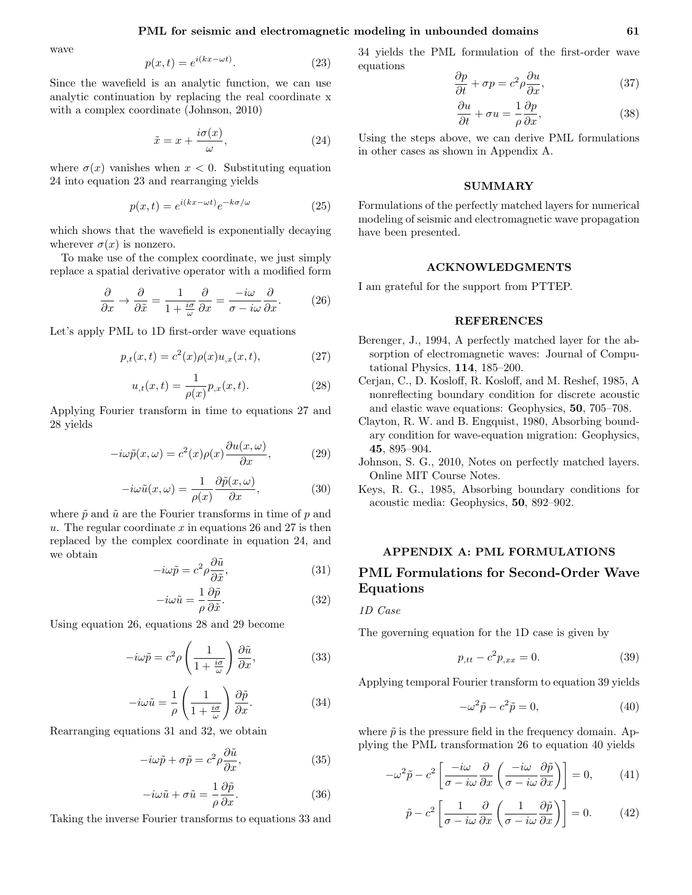wave

$$p(x,t) = e^{i(kx-\omega t)}. \tag{23}$$

Since the wavefield is an analytic function, we can use analytic continuation by replacing the real coordinate x with a complex coordinate (Johnson, 2010)

$$\tilde{x} = x + \frac{i\sigma(x)}{\omega}, \tag{24}$$

where $\sigma(x)$ vanishes when $x < 0$. Substituting equation 24 into equation 23 and rearranging yields

$$p(x,t) = e^{i(kx-\omega t)} e^{-k\sigma/\omega} \tag{25}$$

which shows that the wavefield is exponentially decaying wherever $\sigma(x)$ is nonzero.

To make use of the complex coordinate, we just simply replace a spatial derivative operator with a modified form

$$\frac{\partial}{\partial x} \rightarrow \frac{\partial}{\partial \tilde{x}} = \frac{1}{1+\frac{i\sigma}{\omega}} \frac{\partial}{\partial x} = \frac{-i\omega}{\sigma - i\omega} \frac{\partial}{\partial x}. \tag{26}$$

Let's apply PML to 1D first-order wave equations

$$p_{,t}(x,t) = c^2(x)\rho(x)u_{,x}(x,t), \tag{27}$$

$$u_{,t}(x,t) = \frac{1}{\rho(x)} p_{,x}(x,t). \tag{28}$$

Applying Fourier transform in time to equations 27 and 28 yields

$$-i\omega\tilde{p}(x,\omega) = c^2(x)\rho(x)\frac{\partial u(x,\omega)}{\partial x}, \tag{29}$$

$$-i\omega\tilde{u}(x,\omega) = \frac{1}{\rho(x)}\frac{\partial \tilde{p}(x,\omega)}{\partial x}, \tag{30}$$

where $\tilde{p}$ and $\tilde{u}$ are the Fourier transforms in time of $p$ and $u$. The regular coordinate $x$ in equations 26 and 27 is then replaced by the complex coordinate in equation 24, and we obtain

$$-i\omega\tilde{p} = c^2\rho\frac{\partial \tilde{u}}{\partial \tilde{x}}, \tag{31}$$

$$-i\omega\tilde{u} = \frac{1}{\rho}\frac{\partial \tilde{p}}{\partial \tilde{x}}. \tag{32}$$

Using equation 26, equations 28 and 29 become

$$-i\omega\tilde{p} = c^2\rho\left(\frac{1}{1+\frac{i\sigma}{\omega}}\right)\frac{\partial \tilde{u}}{\partial x}, \tag{33}$$

$$-i\omega\tilde{u} = \frac{1}{\rho}\left(\frac{1}{1+\frac{i\sigma}{\omega}}\right)\frac{\partial \tilde{p}}{\partial x}. \tag{34}$$

Rearranging equations 31 and 32, we obtain

$$-i\omega\tilde{p} + \sigma\tilde{p} = c^2\rho\frac{\partial \tilde{u}}{\partial x}, \tag{35}$$

$$-i\omega\tilde{u} + \sigma\tilde{u} = \frac{1}{\rho}\frac{\partial \tilde{p}}{\partial x}. \tag{36}$$

Taking the inverse Fourier transforms to equations 33 and 34 yields the PML formulation of the first-order wave equations

$$\frac{\partial p}{\partial t} + \sigma p = c^2\rho\frac{\partial u}{\partial x}, \tag{37}$$

$$\frac{\partial u}{\partial t} + \sigma u = \frac{1}{\rho}\frac{\partial p}{\partial x}, \tag{38}$$

Using the steps above, we can derive PML formulations in other cases as shown in Appendix A.

## SUMMARY

Formulations of the perfectly matched layers for numerical modeling of seismic and electromagnetic wave propagation have been presented.

## ACKNOWLEDGMENTS

I am grateful for the support from PTTEP.

## REFERENCES

Berenger, J., 1994, A perfectly matched layer for the absorption of electromagnetic waves: Journal of Computational Physics, **114**, 185–200.

Cerjan, C., D. Kosloff, R. Kosloff, and M. Reshef, 1985, A nonreflecting boundary condition for discrete acoustic and elastic wave equations: Geophysics, **50**, 705–708.

Clayton, R. W. and B. Engquist, 1980, Absorbing boundary condition for wave-equation migration: Geophysics, **45**, 895–904.

Johnson, S. G., 2010, Notes on perfectly matched layers. Online MIT Course Notes.

Keys, R. G., 1985, Absorbing boundary conditions for acoustic media: Geophysics, **50**, 892–902.

## APPENDIX A: PML FORMULATIONS

### PML Formulations for Second-Order Wave Equations

*1D Case*

The governing equation for the 1D case is given by

$$p_{,tt} - c^2 p_{,xx} = 0. \tag{39}$$

Applying temporal Fourier transform to equation 39 yields

$$-\omega^2\tilde{p} - c^2\tilde{p} = 0, \tag{40}$$

where $\tilde{p}$ is the pressure field in the frequency domain. Applying the PML transformation 26 to equation 40 yields

$$-\omega^2\tilde{p} - c^2\left[\frac{-i\omega}{\sigma - i\omega}\frac{\partial}{\partial x}\left(\frac{-i\omega}{\sigma - i\omega}\frac{\partial \tilde{p}}{\partial x}\right)\right] = 0, \tag{41}$$

$$\tilde{p} - c^2\left[\frac{1}{\sigma - i\omega}\frac{\partial}{\partial x}\left(\frac{1}{\sigma - i\omega}\frac{\partial \tilde{p}}{\partial x}\right)\right] = 0. \tag{42}$$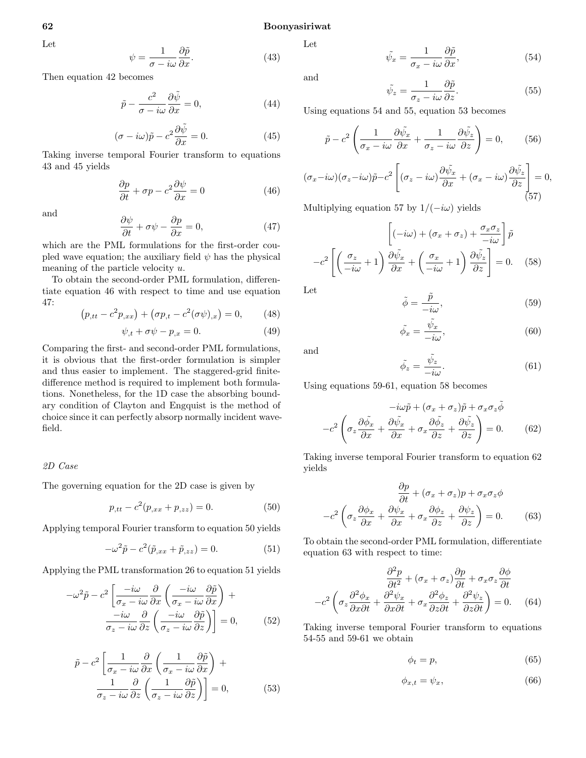Let

$$\psi = \frac{1}{\sigma - i\omega}\frac{\partial \tilde{p}}{\partial x}. \tag{43}$$

Then equation 42 becomes

$$\tilde{p} - \frac{c^2}{\sigma - i\omega}\frac{\partial \tilde{\psi}}{\partial x} = 0, \tag{44}$$

$$(\sigma - i\omega)\tilde{p} - c^2 \frac{\partial \tilde{\psi}}{\partial x} = 0. \tag{45}$$

Taking inverse temporal Fourier transform to equations 43 and 45 yields

$$\frac{\partial p}{\partial t} + \sigma p - c^2 \frac{\partial \psi}{\partial x} = 0 \tag{46}$$

and

$$\frac{\partial \psi}{\partial t} + \sigma \psi - \frac{\partial p}{\partial x} = 0, \tag{47}$$

which are the PML formulations for the first-order coupled wave equation; the auxiliary field $\psi$ has the physical meaning of the particle velocity $u$.

To obtain the second-order PML formulation, differentiate equation 46 with respect to time and use equation 47:

$$\left(p_{,tt} - c^2 p_{,xx}\right) + \left(\sigma p_{,t} - c^2(\sigma\psi)_{,x}\right) = 0, \tag{48}$$

$$\psi_{,t} + \sigma\psi - p_{,x} = 0. \tag{49}$$

Comparing the first- and second-order PML formulations, it is obvious that the first-order formulation is simpler and thus easier to implement. The staggered-grid finite-difference method is required to implement both formulations. Nonetheless, for the 1D case the absorbing boundary condition of Clayton and Engquist is the method of choice since it can perfectly absorp normally incident wavefield.

*2D Case*

The governing equation for the 2D case is given by

$$p_{,tt} - c^2(p_{,xx} + p_{,zz}) = 0. \tag{50}$$

Applying temporal Fourier transform to equation 50 yields

$$-\omega^2 \tilde{p} - c^2(\tilde{p}_{,xx} + \tilde{p}_{,zz}) = 0. \tag{51}$$

Applying the PML transformation 26 to equation 51 yields

$$-\omega^2 \tilde{p} - c^2 \left[\frac{-i\omega}{\sigma_x - i\omega}\frac{\partial}{\partial x}\left(\frac{-i\omega}{\sigma_x - i\omega}\frac{\partial \tilde{p}}{\partial x}\right) + \frac{-i\omega}{\sigma_z - i\omega}\frac{\partial}{\partial z}\left(\frac{-i\omega}{\sigma_z - i\omega}\frac{\partial \tilde{p}}{\partial z}\right)\right] = 0, \tag{52}$$

$$\tilde{p} - c^2 \left[\frac{1}{\sigma_x - i\omega}\frac{\partial}{\partial x}\left(\frac{1}{\sigma_x - i\omega}\frac{\partial \tilde{p}}{\partial x}\right) + \frac{1}{\sigma_z - i\omega}\frac{\partial}{\partial z}\left(\frac{1}{\sigma_z - i\omega}\frac{\partial \tilde{p}}{\partial z}\right)\right] = 0, \tag{53}$$

Let

$$\tilde{\psi_x} = \frac{1}{\sigma_x - i\omega}\frac{\partial \tilde{p}}{\partial x}, \tag{54}$$

and

$$\tilde{\psi_z} = \frac{1}{\sigma_z - i\omega}\frac{\partial \tilde{p}}{\partial z}. \tag{55}$$

Using equations 54 and 55, equation 53 becomes

$$\tilde{p} - c^2\left(\frac{1}{\sigma_x - i\omega}\frac{\partial \tilde{\psi_x}}{\partial x} + \frac{1}{\sigma_z - i\omega}\frac{\partial \tilde{\psi_z}}{\partial z}\right) = 0, \tag{56}$$

$$(\sigma_x - i\omega)(\sigma_z - i\omega)\tilde{p} - c^2\left[(\sigma_z - i\omega)\frac{\partial \tilde{\psi_x}}{\partial x} + (\sigma_x - i\omega)\frac{\partial \tilde{\psi_z}}{\partial z}\right] = 0, \tag{57}$$

Multiplying equation 57 by $1/(-i\omega)$ yields

$$\left[(-i\omega) + (\sigma_x + \sigma_z) + \frac{\sigma_x \sigma_z}{-i\omega}\right]\tilde{p} - c^2\left[\left(\frac{\sigma_z}{-i\omega} + 1\right)\frac{\partial \tilde{\psi_x}}{\partial x} + \left(\frac{\sigma_x}{-i\omega} + 1\right)\frac{\partial \tilde{\psi_z}}{\partial z}\right] = 0. \tag{58}$$

Let

$$\tilde{\phi} = \frac{\tilde{p}}{-i\omega}, \tag{59}$$

$$\tilde{\phi_x} = \frac{\tilde{\psi_x}}{-i\omega}, \tag{60}$$

and

$$\tilde{\phi_z} = \frac{\tilde{\psi_z}}{-i\omega}. \tag{61}$$

Using equations 59-61, equation 58 becomes

$$-i\omega\tilde{p} + (\sigma_x + \sigma_z)\tilde{p} + \sigma_x\sigma_z\tilde{\phi} - c^2\left(\sigma_z\frac{\partial \tilde{\phi_x}}{\partial x} + \frac{\partial \tilde{\psi_x}}{\partial x} + \sigma_x\frac{\partial \tilde{\phi_z}}{\partial z} + \frac{\partial \tilde{\psi_z}}{\partial z}\right) = 0. \tag{62}$$

Taking inverse temporal Fourier transform to equation 62 yields

$$\frac{\partial p}{\partial t} + (\sigma_x + \sigma_z)p + \sigma_x\sigma_z\phi - c^2\left(\sigma_z\frac{\partial \phi_x}{\partial x} + \frac{\partial \psi_x}{\partial x} + \sigma_x\frac{\partial \phi_z}{\partial z} + \frac{\partial \psi_z}{\partial z}\right) = 0. \tag{63}$$

To obtain the second-order PML formulation, differentiate equation 63 with respect to time:

$$\frac{\partial^2 p}{\partial t^2} + (\sigma_x + \sigma_z)\frac{\partial p}{\partial t} + \sigma_x\sigma_z\frac{\partial \phi}{\partial t} - c^2\left(\sigma_z\frac{\partial^2 \phi_x}{\partial x \partial t} + \frac{\partial^2 \psi_x}{\partial x \partial t} + \sigma_x\frac{\partial^2 \phi_z}{\partial z \partial t} + \frac{\partial^2 \psi_z}{\partial z \partial t}\right) = 0. \tag{64}$$

Taking inverse temporal Fourier transform to equations 54-55 and 59-61 we obtain

$$\phi_t = p, \tag{65}$$

$$\phi_{x,t} = \psi_x, \tag{66}$$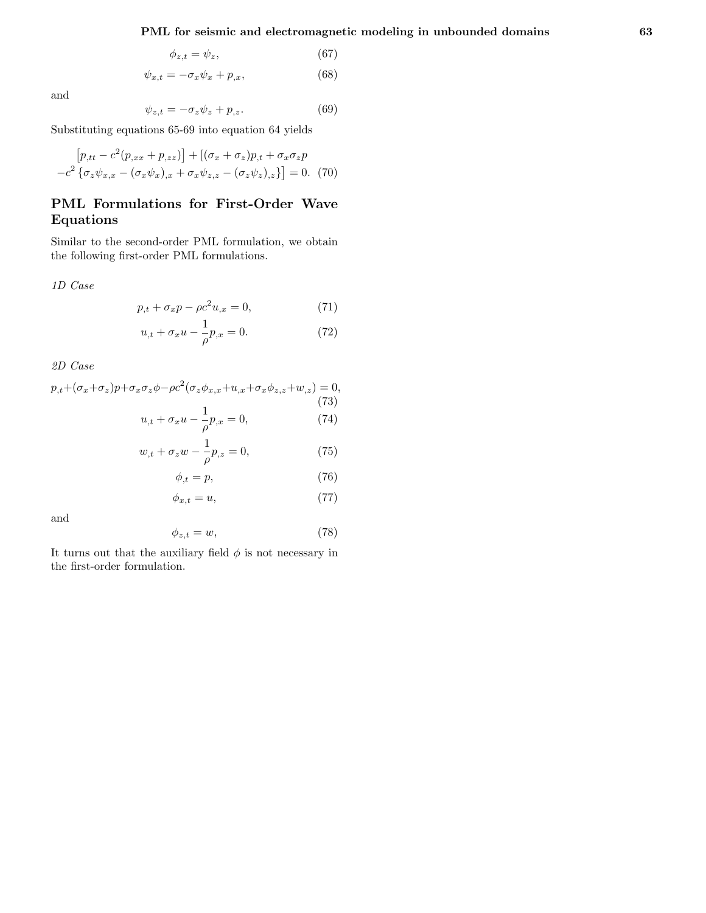$$\phi_{z,t} = \psi_z, \tag{67}$$

$$\psi_{x,t} = -\sigma_x \psi_x + p_{,x}, \tag{68}$$

and

$$\psi_{z,t} = -\sigma_z \psi_z + p_{,z}. \tag{69}$$

Substituting equations 65-69 into equation 64 yields

$$\begin{aligned} &\left[p_{,tt} - c^2(p_{,xx} + p_{,zz})\right] + \left[(\sigma_x + \sigma_z)p_{,t} + \sigma_x\sigma_z p \right. \\ &\left. -c^2 \left\{\sigma_z \psi_{x,x} - (\sigma_x \psi_x)_{,x} + \sigma_x \psi_{z,z} - (\sigma_z \psi_z)_{,z}\right\}\right] = 0. \end{aligned} \tag{70}$$

## PML Formulations for First-Order Wave Equations

Similar to the second-order PML formulation, we obtain the following first-order PML formulations.

*1D Case*

$$p_{,t} + \sigma_x p - \rho c^2 u_{,x} = 0, \tag{71}$$

$$u_{,t} + \sigma_x u - \frac{1}{\rho} p_{,x} = 0. \tag{72}$$

*2D Case*

$$p_{,t} + (\sigma_x + \sigma_z)p + \sigma_x\sigma_z\phi - \rho c^2(\sigma_z\phi_{x,x} + u_{,x} + \sigma_x\phi_{z,z} + w_{,z}) = 0, \tag{73}$$

$$u_{,t} + \sigma_x u - \frac{1}{\rho} p_{,x} = 0, \tag{74}$$

$$w_{,t} + \sigma_z w - \frac{1}{\rho} p_{,z} = 0, \tag{75}$$

$$\phi_{,t} = p, \tag{76}$$

$$\phi_{x,t} = u, \tag{77}$$

and

$$\phi_{z,t} = w, \tag{78}$$

It turns out that the auxiliary field $\phi$ is not necessary in the first-order formulation.